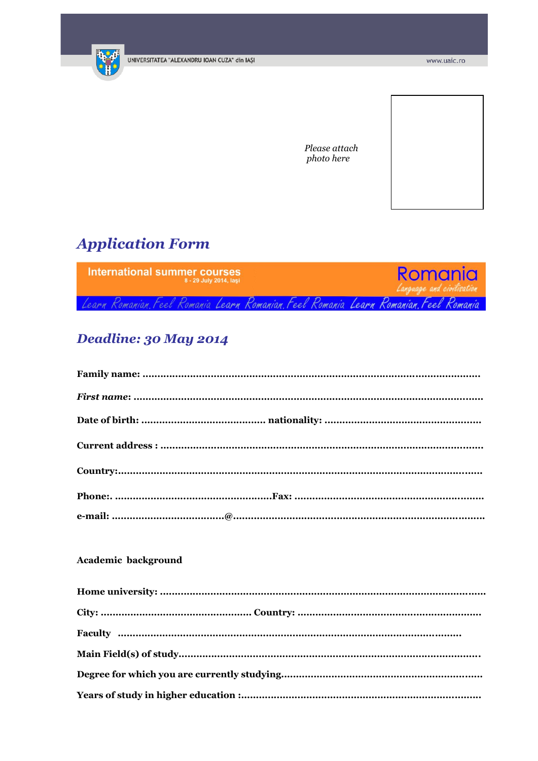UNIVERSITATEA "ALEXANDRU IOAN CUZA" din IAŞI

www.uaic.ro

*Please attach photo here*

# *Application Form*

**International summer courses**
8 - 29 July 2014, Iaşi

**Romania**
*Language and civilisation*

*Learn Romanian, Feel Romania Learn Romanian, Feel Romania Learn Romanian, Feel Romania*

## *Deadline: 30 May 2014*

**Family name:** ...........................................................................................................

***First name*:** ...............................................................................................................

**Date of birth:** ......................................... **nationality:** ...................................................

**Current address :** ...........................................................................................................

**Country:**........................................................................................................................

**Phone:.** ....................................................**Fax:** ................................................................

**e-mail:** .....................................**@**.......................................................................................

**Academic background**

**Home university:** ...........................................................................................................

**City:** ................................................. **Country:** ............................................................

**Faculty** .....................................................................................................................

**Main Field(s) of study**...................................................................................................

**Degree for which you are currently studying**..................................................................

**Years of study in higher education :**..............................................................................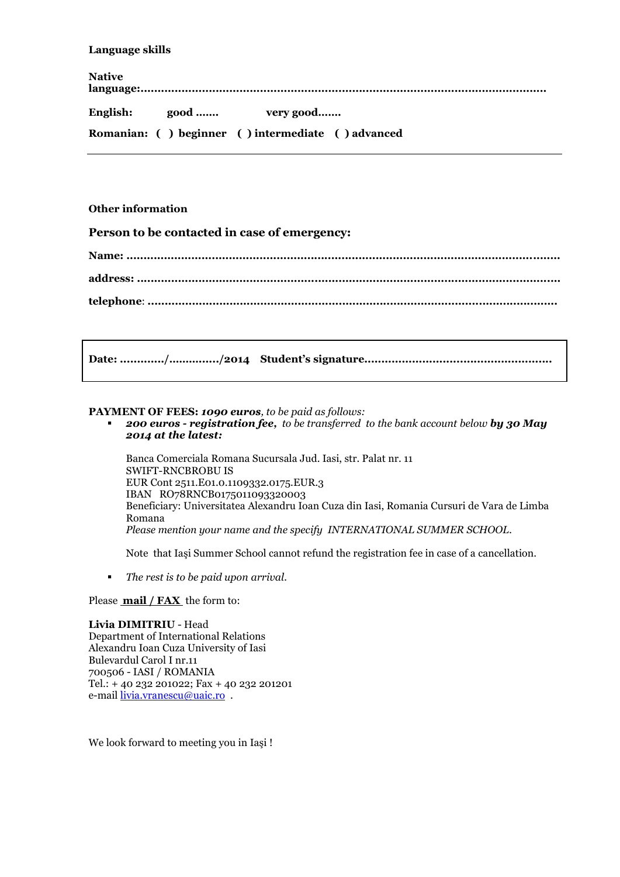**Language skills**

**Native language:**..................................................................................................................

**English:** **good .......** **very good.......**

**Romanian:** **( ) beginner** **( ) intermediate** **( ) advanced**

---

**Other information**

**Person to be contacted in case of emergency:**

**Name:** ..........................................................................................................................

**address:** ......................................................................................................................

**telephone**: ...................................................................................................................

**Date: ............/............../2014** **Student's signature**.....................................................

**PAYMENT OF FEES:** ***1090 euros****, to be paid as follows:*

- ***200 euros - registration fee****, to be transferred to the bank account below* ***by 30 May 2014 at the latest:***

  Banca Comerciala Romana Sucursala Jud. Iasi, str. Palat nr. 11
  SWIFT-RNCBROBU IS
  EUR Cont 2511.E01.0.1109332.0175.EUR.3
  IBAN RO78RNCB0175011093320003
  Beneficiar: Universitatea Alexandru Ioan Cuza din Iasi, Romania Cursuri de Vara de Limba Romana
  *Please mention your name and the specify INTERNATIONAL SUMMER SCHOOL.*

  Note that Iaşi Summer School cannot refund the registration fee in case of a cancellation.

- *The rest is to be paid upon arrival.*

Please **mail / FAX** the form to:

**Livia DIMITRIU** - Head
Department of International Relations
Alexandru Ioan Cuza University of Iasi
Bulevardul Carol I nr.11
700506 - IASI / ROMANIA
Tel.: + 40 232 201022; Fax + 40 232 201201
e-mail livia.vranescu@uaic.ro .

We look forward to meeting you in Iaşi !